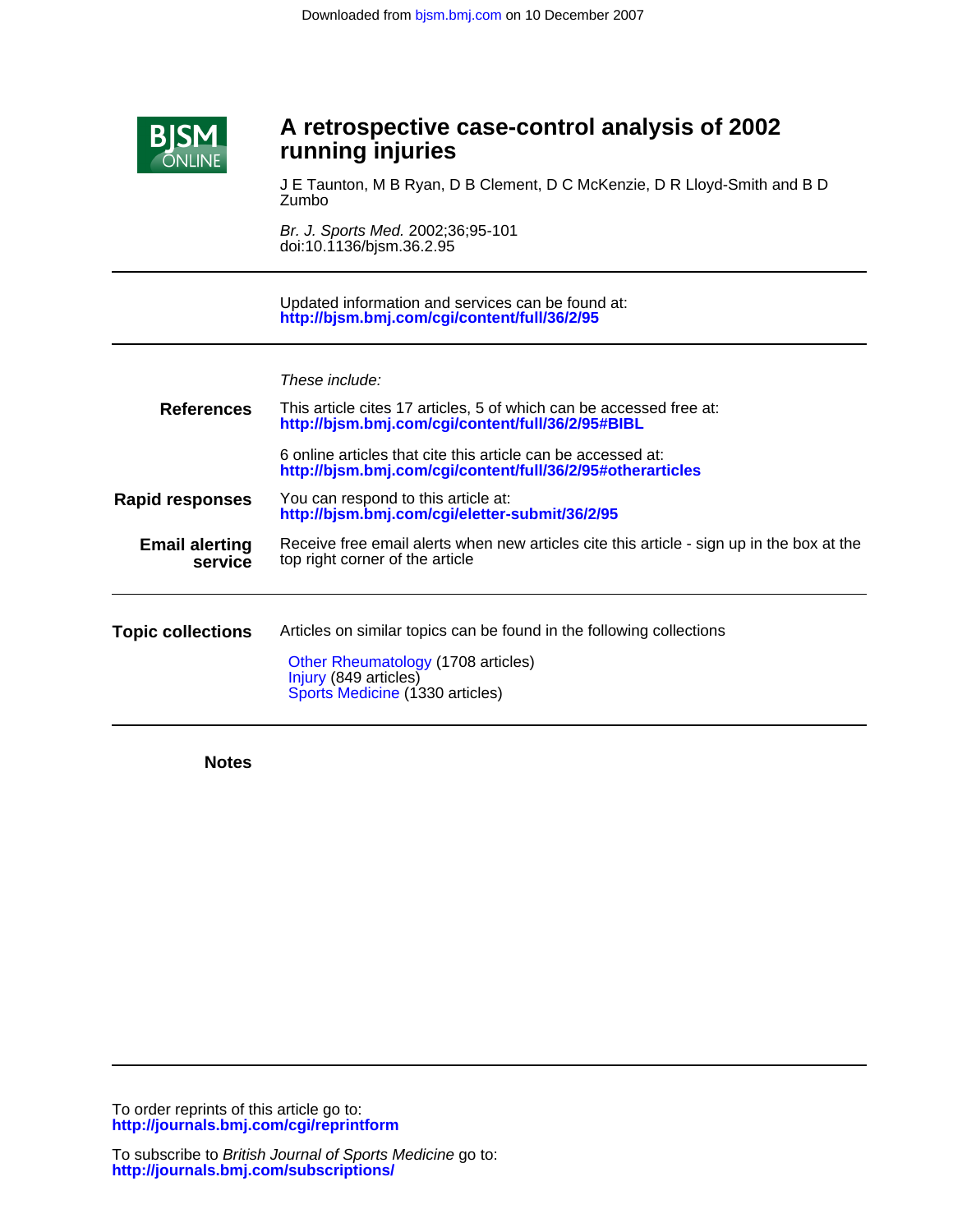Downloaded from bjsm.bmj.com on 10 December 2007

# A retrospective case-control analysis of 2002 running injuries

J E Taunton, M B Ryan, D B Clement, D C McKenzie, D R Lloyd-Smith and B D Zumbo

*Br. J. Sports Med.* 2002;36;95-101
doi:10.1136/bjsm.36.2.95

---

Updated information and services can be found at:
**http://bjsm.bmj.com/cgi/content/full/36/2/95**

---

*These include:*

**References**

This article cites 17 articles, 5 of which can be accessed free at:
**http://bjsm.bmj.com/cgi/content/full/36/2/95#BIBL**

6 online articles that cite this article can be accessed at:
**http://bjsm.bmj.com/cgi/content/full/36/2/95#otherarticles**

**Rapid responses**

You can respond to this article at:
**http://bjsm.bmj.com/cgi/eletter-submit/36/2/95**

**Email alerting service**

Receive free email alerts when new articles cite this article - sign up in the box at the top right corner of the article

---

**Topic collections**

Articles on similar topics can be found in the following collections

Other Rheumatology (1708 articles)
Injury (849 articles)
Sports Medicine (1330 articles)

---

**Notes**

---

To order reprints of this article go to:
**http://journals.bmj.com/cgi/reprintform**

To subscribe to *British Journal of Sports Medicine* go to:
**http://journals.bmj.com/subscriptions/**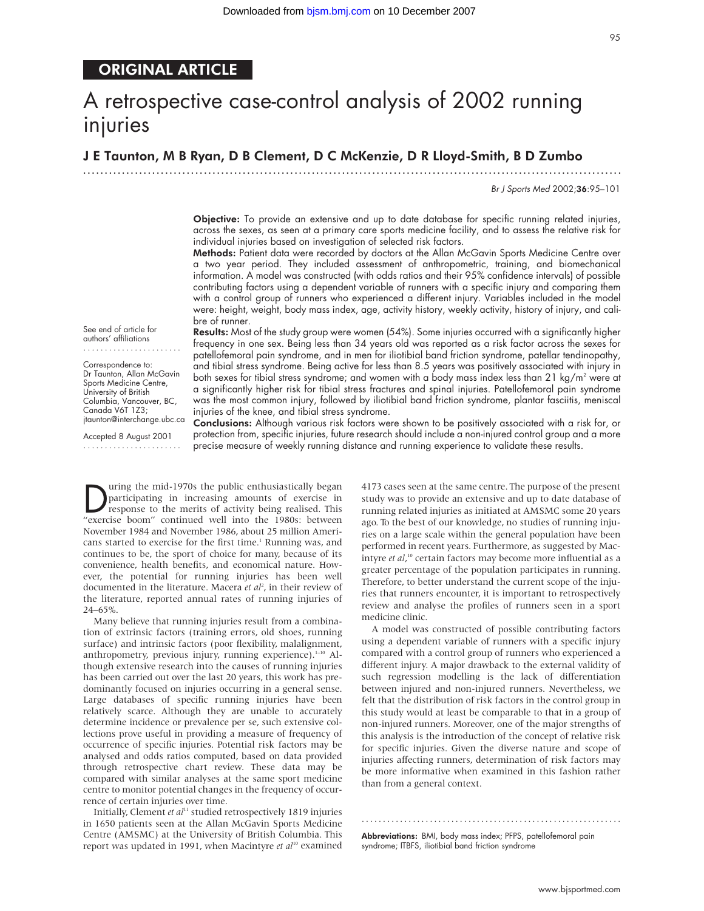ORIGINAL ARTICLE

# A retrospective case-control analysis of 2002 running injuries

## J E Taunton, M B Ryan, D B Clement, D C McKenzie, D R Lloyd-Smith, B D Zumbo

See end of article for authors' affiliations

Correspondence to: Dr Taunton, Allan McGavin Sports Medicine Centre, University of British Columbia, Vancouver, BC, Canada V6T 1Z3; jtaunton@interchange.ubc.ca

Accepted 8 August 2001

**Objective:** To provide an extensive and up to date database for specific running related injuries, across the sexes, as seen at a primary care sports medicine facility, and to assess the relative risk for individual injuries based on investigation of selected risk factors.

**Methods:** Patient data were recorded by doctors at the Allan McGavin Sports Medicine Centre over a two year period. They included assessment of anthropometric, training, and biomechanical information. A model was constructed (with odds ratios and their 95% confidence intervals) of possible contributing factors using a dependent variable of runners with a specific injury and comparing them with a control group of runners who experienced a different injury. Variables included in the model were: height, weight, body mass index, age, activity history, weekly activity, history of injury, and calibre of runner.

**Results:** Most of the study group were women (54%). Some injuries occurred with a significantly higher frequency in one sex. Being less than 34 years old was reported as a risk factor across the sexes for patellofemoral pain syndrome, and in men for iliotibial band friction syndrome, patellar tendinopathy, and tibial stress syndrome. Being active for less than 8.5 years was positively associated with injury in both sexes for tibial stress syndrome; and women with a body mass index less than 21 kg/m$^2$ were at a significantly higher risk for tibial stress fractures and spinal injuries. Patellofemoral pain syndrome was the most common injury, followed by iliotibial band friction syndrome, plantar fasciitis, meniscal injuries of the knee, and tibial stress syndrome.

**Conclusions:** Although various risk factors were shown to be positively associated with a risk for, or protection from, specific injuries, future research should include a non-injured control group and a more precise measure of weekly running distance and running experience to validate these results.

During the mid-1970s the public enthusiastically began participating in increasing amounts of exercise in response to the merits of activity being realised. This "exercise boom" continued well into the 1980s: between November 1984 and November 1986, about 25 million Americans started to exercise for the first time.[1] Running was, and continues to be, the sport of choice for many, because of its convenience, health benefits, and economical nature. However, the potential for running injuries has been well documented in the literature. Macera *et al*[2], in their review of the literature, reported annual rates of running injuries of 24–65%.

Many believe that running injuries result from a combination of extrinsic factors (training errors, old shoes, running surface) and intrinsic factors (poor flexibility, malalignment, anthropometry, previous injury, running experience).[1–10] Although extensive research into the causes of running injuries has been carried out over the last 20 years, this work has predominantly focused on injuries occurring in a general sense. Large databases of specific running injuries have been relatively scarce. Although they are unable to accurately determine incidence or prevalence per se, such extensive collections prove useful in providing a measure of frequency of occurrence of specific injuries. Potential risk factors may be analysed and odds ratios computed, based on data provided through retrospective chart review. These data may be compared with similar analyses at the same sport medicine centre to monitor potential changes in the frequency of occurrence of certain injuries over time.

Initially, Clement *et al*[11] studied retrospectively 1819 injuries in 1650 patients seen at the Allan McGavin Sports Medicine Centre (AMSMC) at the University of British Columbia. This report was updated in 1991, when Macintyre *et al*[10] examined 4173 cases seen at the same centre. The purpose of the present study was to provide an extensive and up to date database of running related injuries as initiated at AMSMC some 20 years ago. To the best of our knowledge, no studies of running injuries on a large scale within the general population have been performed in recent years. Furthermore, as suggested by Macintyre *et al*,[10] certain factors may become more influential as a greater percentage of the population participates in running. Therefore, to better understand the current scope of the injuries that runners encounter, it is important to retrospectively review and analyse the profiles of runners seen in a sport medicine clinic.

A model was constructed of possible contributing factors using a dependent variable of runners with a specific injury compared with a control group of runners who experienced a different injury. A major drawback to the external validity of such regression modelling is the lack of differentiation between injured and non-injured runners. Nevertheless, we felt that the distribution of risk factors in the control group in this study would at least be comparable to that in a group of non-injured runners. Moreover, one of the major strengths of this analysis is the introduction of the concept of relative risk for specific injuries. Given the diverse nature and scope of injuries affecting runners, determination of risk factors may be more informative when examined in this fashion rather than from a general context.

**Abbreviations:** BMI, body mass index; PFPS, patellofemoral pain syndrome; ITBFS, iliotibial band friction syndrome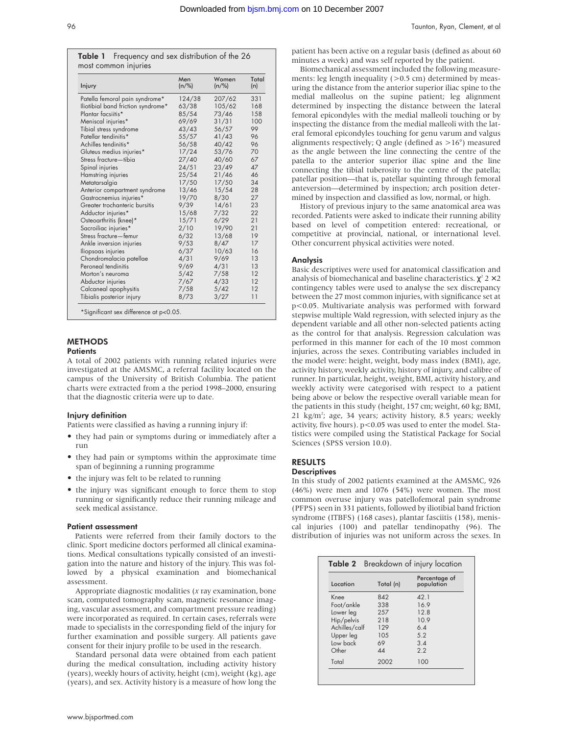**Table 1** Frequency and sex distribution of the 26 most common injuries

| Injury | Men (n/%) | Women (n/%) | Total (n) |
|---|---|---|---|
| Patella femoral pain syndrome* | 124/38 | 207/62 | 331 |
| Iliotibial band friction syndrome* | 63/38 | 105/62 | 168 |
| Plantar facsiitis* | 85/54 | 73/46 | 158 |
| Meniscal injuries* | 69/69 | 31/31 | 100 |
| Tibial stress syndrome | 43/43 | 56/57 | 99 |
| Patellar tendinitis* | 55/57 | 41/43 | 96 |
| Achilles tendinitis* | 56/58 | 40/42 | 96 |
| Gluteus medius injuries* | 17/24 | 53/76 | 70 |
| Stress fracture—tibia | 27/40 | 40/60 | 67 |
| Spinal injuries | 24/51 | 23/49 | 47 |
| Hamstring injuries | 25/54 | 21/46 | 46 |
| Metatarsalgia | 17/50 | 17/50 | 34 |
| Anterior compartment syndrome | 13/46 | 15/54 | 28 |
| Gastrocnemius injuries* | 19/70 | 8/30 | 27 |
| Greater trochanteric bursitis | 9/39 | 14/61 | 23 |
| Adductor injuries* | 15/68 | 7/32 | 22 |
| Osteoarthritis (knee)* | 15/71 | 6/29 | 21 |
| Sacroiliac injuries* | 2/10 | 19/90 | 21 |
| Stress fracture—femur | 6/32 | 13/68 | 19 |
| Ankle inversion injuries | 9/53 | 8/47 | 17 |
| Iliopsoas injuries | 6/37 | 10/63 | 16 |
| Chondromalacia patellae | 4/31 | 9/69 | 13 |
| Peroneal tendinitis | 9/69 | 4/31 | 13 |
| Morton's neuroma | 5/42 | 7/58 | 12 |
| Abductor injuries | 7/67 | 4/33 | 12 |
| Calcaneal apophysitis | 7/58 | 5/42 | 12 |
| Tibialis posterior injury | 8/73 | 3/27 | 11 |

*Significant sex difference at $p<0.05$.

## METHODS

### Patients

A total of 2002 patients with running related injuries were investigated at the AMSMC, a referral facility located on the campus of the University of British Columbia. The patient charts were extracted from a the period 1998–2000, ensuring that the diagnostic criteria were up to date.

### Injury definition

Patients were classified as having a running injury if:

- they had pain or symptoms during or immediately after a run
- they had pain or symptoms within the approximate time span of beginning a running programme
- the injury was felt to be related to running
- the injury was significant enough to force them to stop running or significantly reduce their running mileage and seek medical assistance.

### Patient assessment

Patients were referred from their family doctors to the clinic. Sport medicine doctors performed all clinical examinations. Medical consultations typically consisted of an investigation into the nature and history of the injury. This was followed by a physical examination and biomechanical assessment.

Appropriate diagnostic modalities (*x* ray examination, bone scan, computed tomography scan, magnetic resonance imaging, vascular assessment, and compartment pressure reading) were incorporated as required. In certain cases, referrals were made to specialists in the corresponding field of the injury for further examination and possible surgery. All patients gave consent for their injury profile to be used in the research.

Standard personal data were obtained from each patient during the medical consultation, including activity history (years), weekly hours of activity, height (cm), weight (kg), age (years), and sex. Activity history is a measure of how long the patient has been active on a regular basis (defined as about 60 minutes a week) and was self reported by the patient.

Biomechanical assessment included the following measurements: leg length inequality (>0.5 cm) determined by measuring the distance from the anterior superior iliac spine to the medial malleolus on the supine patient; leg alignment determined by inspecting the distance between the lateral femoral epicondyles with the medial malleoli touching or by inspecting the distance from the medial malleoli with the lateral femoral epicondyles touching for genu varum and valgus alignments respectively; Q angle (defined as >16°) measured as the angle between the line connecting the centre of the patella to the anterior superior iliac spine and the line connecting the tibial tuberosity to the centre of the patella; patellar position—that is, patellar squinting through femoral anteversion—determined by inspection; arch position determined by inspection and classified as low, normal, or high.

History of previous injury to the same anatomical area was recorded. Patients were asked to indicate their running ability based on level of competition entered: recreational, or competitive at provincial, national, or international level. Other concurrent physical activities were noted.

### Analysis

Basic descriptives were used for anatomical classification and analysis of biomechanical and baseline characteristics. $\chi^2$ 2 ×2 contingency tables were used to analyse the sex discrepancy between the 27 most common injuries, with significance set at $p<0.05$. Multivariate analysis was performed with forward stepwise multiple Wald regression, with selected injury as the dependent variable and all other non-selected patients acting as the control for that analysis. Regression calculation was performed in this manner for each of the 10 most common injuries, across the sexes. Contributing variables included in the model were: height, weight, body mass index (BMI), age, activity history, weekly activity, history of injury, and calibre of runner. In particular, height, weight, BMI, activity history, and weekly activity were categorised with respect to a patient being above or below the respective overall variable mean for the patients in this study (height, 157 cm; weight, 60 kg; BMI, 21 kg/m$^2$; age, 34 years; activity history, 8.5 years; weekly activity, five hours). $p<0.05$ was used to enter the model. Statistics were compiled using the Statistical Package for Social Sciences (SPSS version 10.0).

## RESULTS

### Descriptives

In this study of 2002 patients examined at the AMSMC, 926 (46%) were men and 1076 (54%) were women. The most common overuse injury was patellofemoral pain syndrome (PFPS) seen in 331 patients, followed by iliotibial band friction syndrome (ITBFS) (168 cases), plantar fasciitis (158), meniscal injuries (100) and patellar tendinopathy (96). The distribution of injuries was not uniform across the sexes. In

**Table 2** Breakdown of injury location

| Location | Total (n) | Percentage of population |
|---|---|---|
| Knee | 842 | 42.1 |
| Foot/ankle | 338 | 16.9 |
| Lower leg | 257 | 12.8 |
| Hip/pelvis | 218 | 10.9 |
| Achilles/calf | 129 | 6.4 |
| Upper leg | 105 | 5.2 |
| Low back | 69 | 3.4 |
| Other | 44 | 2.2 |
| Total | 2002 | 100 |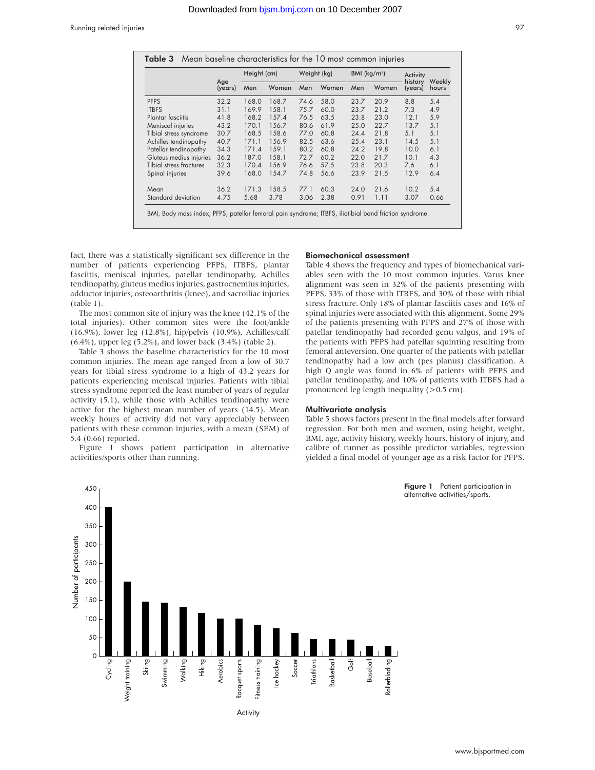**Table 3** Mean baseline characteristics for the 10 most common injuries

| | Age (years) | Height (cm) | | Weight (kg) | | BMI (kg/m²) | | Activity history (years) | Weekly hours |
|---|---|---|---|---|---|---|---|---|---|
| | | Men | Women | Men | Women | Men | Women | | |
| PFPS | 32.2 | 168.0 | 168.7 | 74.6 | 58.0 | 23.7 | 20.9 | 8.8 | 5.4 |
| ITBFS | 31.1 | 169.9 | 158.1 | 75.7 | 60.0 | 23.7 | 21.2 | 7.3 | 4.9 |
| Plantar fasciitis | 41.8 | 168.2 | 157.4 | 76.5 | 63.5 | 23.8 | 23.0 | 12.1 | 5.9 |
| Meniscal injuries | 43.2 | 170.1 | 156.7 | 80.6 | 61.9 | 25.0 | 22.7 | 13.7 | 5.1 |
| Tibial stress syndrome | 30.7 | 168.5 | 158.6 | 77.0 | 60.8 | 24.4 | 21.8 | 5.1 | 5.1 |
| Achilles tendinopathy | 40.7 | 171.1 | 156.9 | 82.5 | 63.6 | 25.4 | 23.1 | 14.5 | 5.1 |
| Patellar tendinopathy | 34.3 | 171.4 | 159.1 | 80.2 | 60.8 | 24.2 | 19.8 | 10.0 | 6.1 |
| Gluteus medius injuries | 36.2 | 187.0 | 158.1 | 72.7 | 60.2 | 22.0 | 21.7 | 10.1 | 4.3 |
| Tibial stress fractures | 32.3 | 170.4 | 156.9 | 76.6 | 57.5 | 23.8 | 20.3 | 7.6 | 6.1 |
| Spinal injuries | 39.6 | 168.0 | 154.7 | 74.8 | 56.6 | 23.9 | 21.5 | 12.9 | 6.4 |
| Mean | 36.2 | 171.3 | 158.5 | 77.1 | 60.3 | 24.0 | 21.6 | 10.2 | 5.4 |
| Standard deviation | 4.75 | 5.68 | 3.78 | 3.06 | 2.38 | 0.91 | 1.11 | 3.07 | 0.66 |

BMI, Body mass index; PFPS, patellar femoral pain syndrome; ITBFS, iliotibial band friction syndrome.

fact, there was a statistically significant sex difference in the number of patients experiencing PFPS, ITBFS, plantar fasciitis, meniscal injuries, patellar tendinopathy, Achilles tendinopathy, gluteus medius injuries, gastrocnemius injuries, adductor injuries, osteoarthritis (knee), and sacroiliac injuries (table 1).

The most common site of injury was the knee (42.1% of the total injuries). Other common sites were the foot/ankle (16.9%), lower leg (12.8%), hip/pelvis (10.9%), Achilles/calf (6.4%), upper leg (5.2%), and lower back (3.4%) (table 2).

Table 3 shows the baseline characteristics for the 10 most common injuries. The mean age ranged from a low of 30.7 years for tibial stress syndrome to a high of 43.2 years for patients experiencing meniscal injuries. Patients with tibial stress syndrome reported the least number of years of regular activity (5.1), while those with Achilles tendinopathy were active for the highest mean number of years (14.5). Mean weekly hours of activity did not vary appreciably between patients with these common injuries, with a mean (SEM) of 5.4 (0.66) reported.

Figure 1 shows patient participation in alternative activities/sports other than running.

### Biomechanical assessment

Table 4 shows the frequency and types of biomechanical variables seen with the 10 most common injuries. Varus knee alignment was seen in 32% of the patients presenting with PFPS, 33% of those with ITBFS, and 30% of those with tibial stress fracture. Only 18% of plantar fasciitis cases and 16% of spinal injuries were associated with this alignment. Some 29% of the patients presenting with PFPS and 27% of those with patellar tendinopathy had recorded genu valgus, and 19% of the patients with PFPS had patellar squinting resulting from femoral anteversion. One quarter of the patients with patellar tendinopathy had a low arch (pes planus) classification. A high Q angle was found in 6% of patients with PFPS and patellar tendinopathy, and 10% of patients with ITBFS had a pronounced leg length inequality (>0.5 cm).

### Multivariate analysis

Table 5 shows factors present in the final models after forward regression. For both men and women, using height, weight, BMI, age, activity history, weekly hours, history of injury, and calibre of runner as possible predictor variables, regression yielded a final model of younger age as a risk factor for PFPS.

**Figure 1** Patient participation in alternative activities/sports.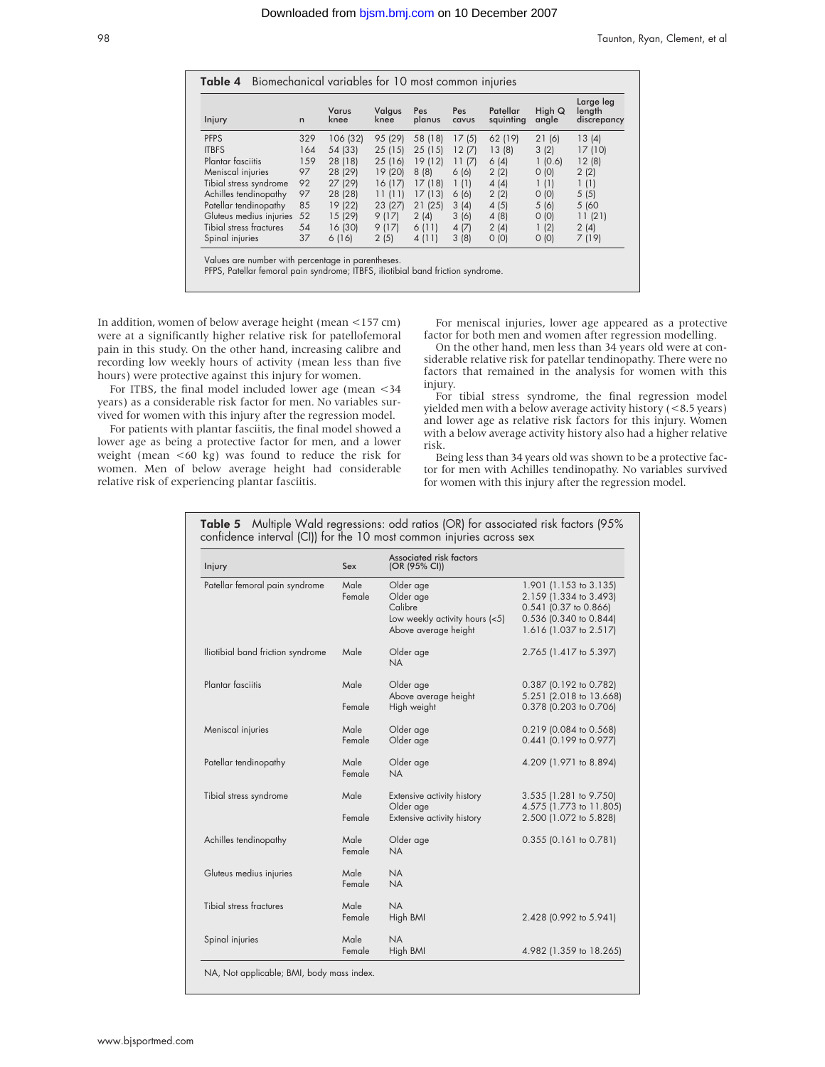**Table 4** Biomechanical variables for 10 most common injuries

| Injury | n | Varus knee | Valgus knee | Pes planus | Pes cavus | Patellar squinting | High Q angle | Large leg length discrepancy |
|---|---|---|---|---|---|---|---|---|
| PFPS | 329 | 106 (32) | 95 (29) | 58 (18) | 17 (5) | 62 (19) | 21 (6) | 13 (4) |
| ITBFS | 164 | 54 (33) | 25 (15) | 25 (15) | 12 (7) | 13 (8) | 3 (2) | 17 (10) |
| Plantar fasciitis | 159 | 28 (18) | 25 (16) | 19 (12) | 11 (7) | 6 (4) | 1 (0.6) | 12 (8) |
| Meniscal injuries | 97 | 28 (29) | 19 (20) | 8 (8) | 6 (6) | 2 (2) | 0 (0) | 2 (2) |
| Tibial stress syndrome | 92 | 27 (29) | 16 (17) | 17 (18) | 1 (1) | 4 (4) | 1 (1) | 1 (1) |
| Achilles tendinopathy | 97 | 28 (28) | 11 (11) | 17 (13) | 6 (6) | 2 (2) | 0 (0) | 5 (5) |
| Patellar tendinopathy | 85 | 19 (22) | 23 (27) | 21 (25) | 3 (4) | 4 (5) | 5 (6) | 5 (60 |
| Gluteus medius injuries | 52 | 15 (29) | 9 (17) | 2 (4) | 3 (6) | 4 (8) | 0 (0) | 11 (21) |
| Tibial stress fractures | 54 | 16 (30) | 9 (17) | 6 (11) | 4 (7) | 2 (4) | 1 (2) | 2 (4) |
| Spinal injuries | 37 | 6 (16) | 2 (5) | 4 (11) | 3 (8) | 0 (0) | 0 (0) | 7 (19) |

Values are number with percentage in parentheses.
PFPS, Patellar femoral pain syndrome; ITBFS, iliotibial band friction syndrome.

In addition, women of below average height (mean <157 cm) were at a significantly higher relative risk for patellofemoral pain in this study. On the other hand, increasing calibre and recording low weekly hours of activity (mean less than five hours) were protective against this injury for women.

For ITBS, the final model included lower age (mean <34 years) as a considerable risk factor for men. No variables survived for women with this injury after the regression model.

For patients with plantar fasciitis, the final model showed a lower age as being a protective factor for men, and a lower weight (mean <60 kg) was found to reduce the risk for women. Men of below average height had considerable relative risk of experiencing plantar fasciitis.

For meniscal injuries, lower age appeared as a protective factor for both men and women after regression modelling.

On the other hand, men less than 34 years old were at considerable relative risk for patellar tendinopathy. There were no factors that remained in the analysis for women with this injury.

For tibial stress syndrome, the final regression model yielded men with a below average activity history (<8.5 years) and lower age as relative risk factors for this injury. Women with a below average activity history also had a higher relative risk.

Being less than 34 years old was shown to be a protective factor for men with Achilles tendinopathy. No variables survived for women with this injury after the regression model.

**Table 5** Multiple Wald regressions: odd ratios (OR) for associated risk factors (95% confidence interval (CI)) for the 10 most common injuries across sex

| Injury | Sex | Associated risk factors (OR (95% CI)) | |
|---|---|---|---|
| Patellar femoral pain syndrome | Male | Older age | 1.901 (1.153 to 3.135) |
| | Female | Older age | 2.159 (1.334 to 3.493) |
| | | Calibre | 0.541 (0.37 to 0.866) |
| | | Low weekly activity hours (<5) | 0.536 (0.340 to 0.844) |
| | | Above average height | 1.616 (1.037 to 2.517) |
| Iliotibial band friction syndrome | Male | Older age | 2.765 (1.417 to 5.397) |
| | | NA | |
| Plantar fasciitis | Male | Older age | 0.387 (0.192 to 0.782) |
| | | Above average height | 5.251 (2.018 to 13.668) |
| | Female | High weight | 0.378 (0.203 to 0.706) |
| Meniscal injuries | Male | Older age | 0.219 (0.084 to 0.568) |
| | Female | Older age | 0.441 (0.199 to 0.977) |
| Patellar tendinopathy | Male | Older age | 4.209 (1.971 to 8.894) |
| | Female | NA | |
| Tibial stress syndrome | Male | Extensive activity history | 3.535 (1.281 to 9.750) |
| | | Older age | 4.575 (1.773 to 11.805) |
| | Female | Extensive activity history | 2.500 (1.072 to 5.828) |
| Achilles tendinopathy | Male | Older age | 0.355 (0.161 to 0.781) |
| | Female | NA | |
| Gluteus medius injuries | Male | NA | |
| | Female | NA | |
| Tibial stress fractures | Male | NA | |
| | Female | High BMI | 2.428 (0.992 to 5.941) |
| Spinal injuries | Male | NA | |
| | Female | High BMI | 4.982 (1.359 to 18.265) |

NA, Not applicable; BMI, body mass index.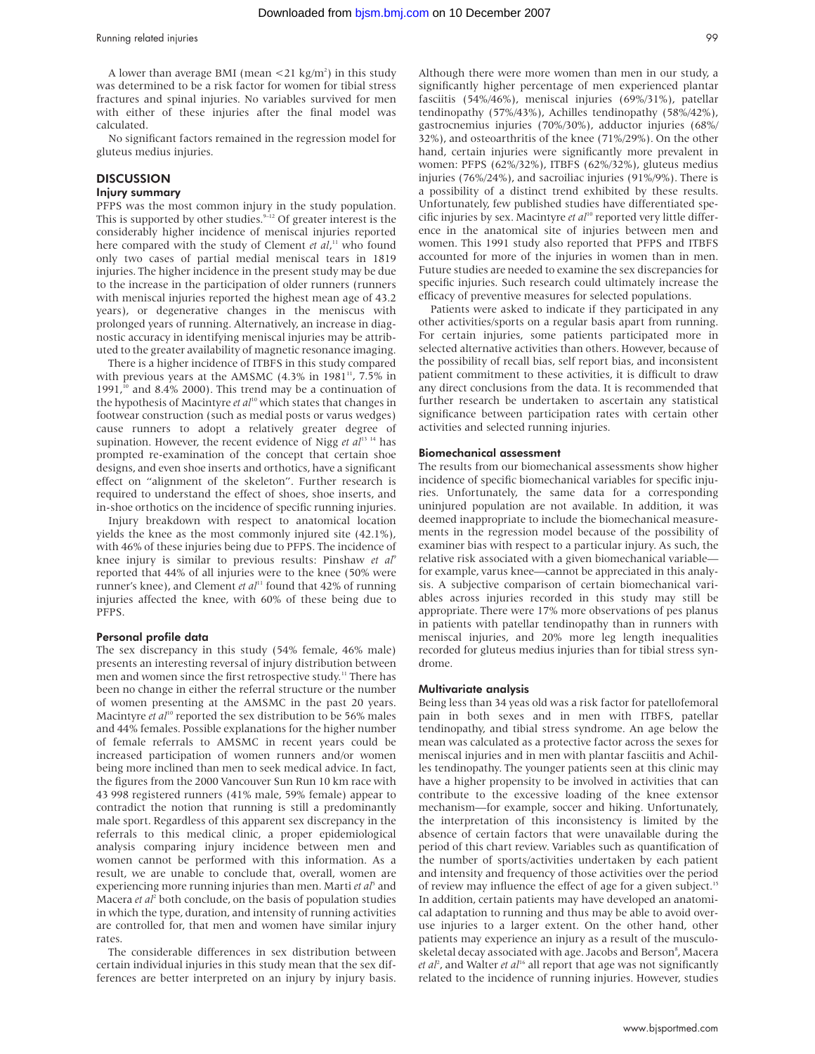A lower than average BMI (mean <21 kg/m$^2$) in this study was determined to be a risk factor for women for tibial stress fractures and spinal injuries. No variables survived for men with either of these injuries after the final model was calculated.

No significant factors remained in the regression model for gluteus medius injuries.

## DISCUSSION

### Injury summary

PFPS was the most common injury in the study population. This is supported by other studies.[9–12] Of greater interest is the considerably higher incidence of meniscal injuries reported here compared with the study of Clement *et al*,[11] who found only two cases of partial medial meniscal tears in 1819 injuries. The higher incidence in the present study may be due to the increase in the participation of older runners (runners with meniscal injuries reported the highest mean age of 43.2 years), or degenerative changes in the meniscus with prolonged years of running. Alternatively, an increase in diagnostic accuracy in identifying meniscal injuries may be attributed to the greater availability of magnetic resonance imaging.

There is a higher incidence of ITBFS in this study compared with previous years at the AMSMC (4.3% in 1981[11], 7.5% in 1991,[10] and 8.4% 2000). This trend may be a continuation of the hypothesis of Macintyre *et al*[10] which states that changes in footwear construction (such as medial posts or varus wedges) cause runners to adopt a relatively greater degree of supination. However, the recent evidence of Nigg *et al*[13 14] has prompted re-examination of the concept that certain shoe designs, and even shoe inserts and orthotics, have a significant effect on "alignment of the skeleton". Further research is required to understand the effect of shoes, shoe inserts, and in-shoe orthotics on the incidence of specific running injuries.

Injury breakdown with respect to anatomical location yields the knee as the most commonly injured site (42.1%), with 46% of these injuries being due to PFPS. The incidence of knee injury is similar to previous results: Pinshaw *et al*[9] reported that 44% of all injuries were to the knee (50% were runner's knee), and Clement *et al*[11] found that 42% of running injuries affected the knee, with 60% of these being due to PFPS.

### Personal profile data

The sex discrepancy in this study (54% female, 46% male) presents an interesting reversal of injury distribution between men and women since the first retrospective study.[11] There has been no change in either the referral structure or the number of women presenting at the AMSMC in the past 20 years. Macintyre *et al*[10] reported the sex distribution to be 56% males and 44% females. Possible explanations for the higher number of female referrals to AMSMC in recent years could be increased participation of women runners and/or women being more inclined than men to seek medical advice. In fact, the figures from the 2000 Vancouver Sun Run 10 km race with 43 998 registered runners (41% male, 59% female) appear to contradict the notion that running is still a predominantly male sport. Regardless of this apparent sex discrepancy in the referrals to this medical clinic, a proper epidemiological analysis comparing injury incidence between men and women cannot be performed with this information. As a result, we are unable to conclude that, overall, women are experiencing more running injuries than men. Marti *et al*[3] and Macera *et al*[2] both conclude, on the basis of population studies in which the type, duration, and intensity of running activities are controlled for, that men and women have similar injury rates.

The considerable differences in sex distribution between certain individual injuries in this study mean that the sex differences are better interpreted on an injury by injury basis. Although there were more women than men in our study, a significantly higher percentage of men experienced plantar fasciitis (54%/46%), meniscal injuries (69%/31%), patellar tendinopathy (57%/43%), Achilles tendinopathy (58%/42%), gastrocnemius injuries (70%/30%), adductor injuries (68%/32%), and osteoarthritis of the knee (71%/29%). On the other hand, certain injuries were significantly more prevalent in women: PFPS (62%/32%), ITBFS (62%/32%), gluteus medius injuries (76%/24%), and sacroiliac injuries (91%/9%). There is a possibility of a distinct trend exhibited by these results. Unfortunately, few published studies have differentiated specific injuries by sex. Macintyre *et al*[10] reported very little difference in the anatomical site of injuries between men and women. This 1991 study also reported that PFPS and ITBFS accounted for more of the injuries in women than in men. Future studies are needed to examine the sex discrepancies for specific injuries. Such research could ultimately increase the efficacy of preventive measures for selected populations.

Patients were asked to indicate if they participated in any other activities/sports on a regular basis apart from running. For certain injuries, some patients participated more in selected alternative activities than others. However, because of the possibility of recall bias, self report bias, and inconsistent patient commitment to these activities, it is difficult to draw any direct conclusions from the data. It is recommended that further research be undertaken to ascertain any statistical significance between participation rates with certain other activities and selected running injuries.

### Biomechanical assessment

The results from our biomechanical assessments show higher incidence of specific biomechanical variables for specific injuries. Unfortunately, the same data for a corresponding uninjured population are not available. In addition, it was deemed inappropriate to include the biomechanical measurements in the regression model because of the possibility of examiner bias with respect to a particular injury. As such, the relative risk associated with a given biomechanical variable—for example, varus knee—cannot be appreciated in this analysis. A subjective comparison of certain biomechanical variables across injuries recorded in this study may still be appropriate. There were 17% more observations of pes planus in patients with patellar tendinopathy than in runners with meniscal injuries, and 20% more leg length inequalities recorded for gluteus medius injuries than for tibial stress syndrome.

### Multivariate analysis

Being less than 34 yeas old was a risk factor for patellofemoral pain in both sexes and in men with ITBFS, patellar tendinopathy, and tibial stress syndrome. An age below the mean was calculated as a protective factor across the sexes for meniscal injuries and in men with plantar fasciitis and Achilles tendinopathy. The younger patients seen at this clinic may have a higher propensity to be involved in activities that can contribute to the excessive loading of the knee extensor mechanism—for example, soccer and hiking. Unfortunately, the interpretation of this inconsistency is limited by the absence of certain factors that were unavailable during the period of this chart review. Variables such as quantification of the number of sports/activities undertaken by each patient and intensity and frequency of those activities over the period of review may influence the effect of age for a given subject.[15] In addition, certain patients may have developed an anatomical adaptation to running and thus may be able to avoid overuse injuries to a larger extent. On the other hand, other patients may experience an injury as a result of the musculoskeletal decay associated with age. Jacobs and Berson[8], Macera *et al*[2], and Walter *et al*[16] all report that age was not significantly related to the incidence of running injuries. However, studies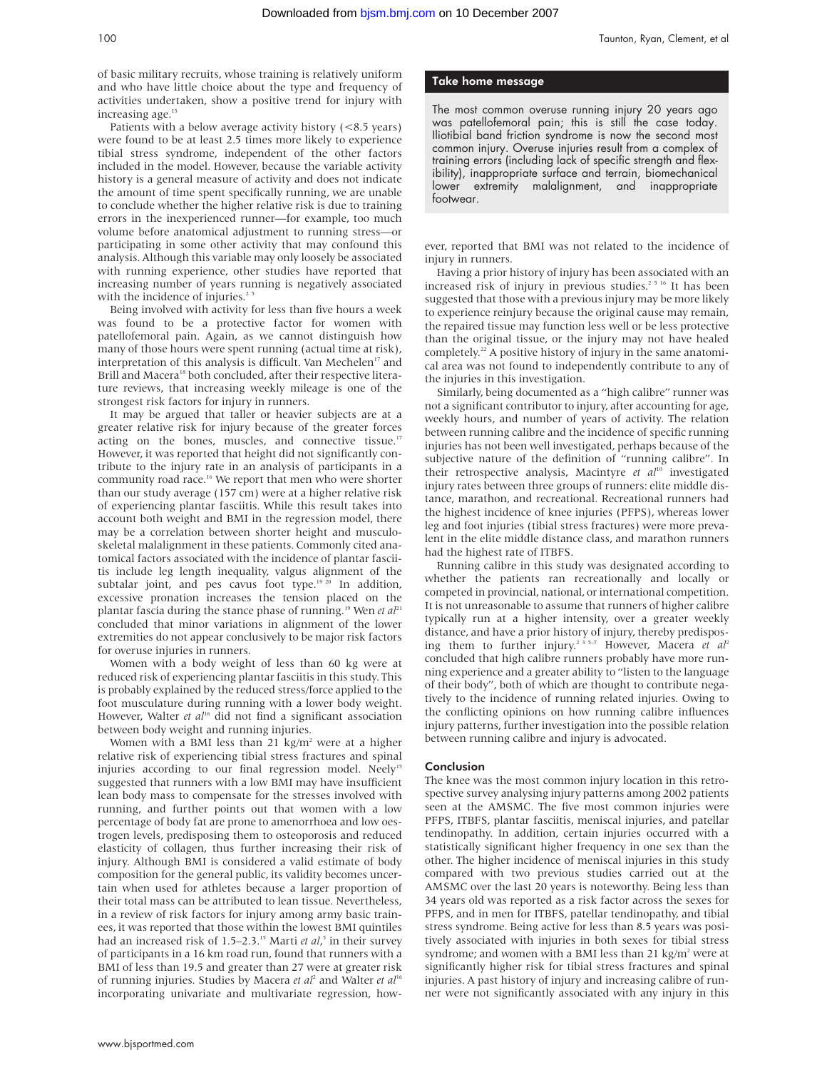of basic military recruits, whose training is relatively uniform and who have little choice about the type and frequency of activities undertaken, show a positive trend for injury with increasing age.[15]

Patients with a below average activity history (<8.5 years) were found to be at least 2.5 times more likely to experience tibial stress syndrome, independent of the other factors included in the model. However, because the variable activity history is a general measure of activity and does not indicate the amount of time spent specifically running, we are unable to conclude whether the higher relative risk is due to training errors in the inexperienced runner—for example, too much volume before anatomical adjustment to running stress—or participating in some other activity that may confound this analysis. Although this variable may only loosely be associated with running experience, other studies have reported that increasing number of years running is negatively associated with the incidence of injuries.[2,5]

Being involved with activity for less than five hours a week was found to be a protective factor for women with patellofemoral pain. Again, as we cannot distinguish how many of those hours were spent running (actual time at risk), interpretation of this analysis is difficult. Van Mechelen[17] and Brill and Macera[18] both concluded, after their respective literature reviews, that increasing weekly mileage is one of the strongest risk factors for injury in runners.

It may be argued that taller or heavier subjects are at a greater relative risk for injury because of the greater forces acting on the bones, muscles, and connective tissue.[17] However, it was reported that height did not significantly contribute to the injury rate in an analysis of participants in a community road race.[16] We report that men who were shorter than our study average (157 cm) were at a higher relative risk of experiencing plantar fasciitis. While this result takes into account both weight and BMI in the regression model, there may be a correlation between shorter height and musculoskeletal malalignment in these patients. Commonly cited anatomical factors associated with the incidence of plantar fasciitis include leg length inequality, valgus alignment of the subtalar joint, and pes cavus foot type.[19,20] In addition, excessive pronation increases the tension placed on the plantar fascia during the stance phase of running.[19] Wen *et al*[21] concluded that minor variations in alignment of the lower extremities do not appear conclusively to be major risk factors for overuse injuries in runners.

Women with a body weight of less than 60 kg were at reduced risk of experiencing plantar fasciitis in this study. This is probably explained by the reduced stress/force applied to the foot musculature during running with a lower body weight. However, Walter *et al*[16] did not find a significant association between body weight and running injuries.

Women with a BMI less than 21 kg/m$^2$ were at a higher relative risk of experiencing tibial stress fractures and spinal injuries according to our final regression model. Neely[15] suggested that runners with a low BMI may have insufficient lean body mass to compensate for the stresses involved with running, and further points out that women with a low percentage of body fat are prone to amenorrhoea and low oestrogen levels, predisposing them to osteoporosis and reduced elasticity of collagen, thus further increasing their risk of injury. Although BMI is considered a valid estimate of body composition for the general public, its validity becomes uncertain when used for athletes because a larger proportion of their total mass can be attributed to lean tissue. Nevertheless, in a review of risk factors for injury among army basic trainees, it was reported that those within the lowest BMI quintiles had an increased risk of 1.5–2.3.[15] Marti *et al*,[5] in their survey of participants in a 16 km road run, found that runners with a BMI of less than 19.5 and greater than 27 were at greater risk of running injuries. Studies by Macera *et al*[2] and Walter *et al*[16] incorporating univariate and multivariate regression, however, reported that BMI was not related to the incidence of injury in runners.

Having a prior history of injury has been associated with an increased risk of injury in previous studies.[2,5,16] It has been suggested that those with a previous injury may be more likely to experience reinjury because the original cause may remain, the repaired tissue may function less well or be less protective than the original tissue, or the injury may not have healed completely.[22] A positive history of injury in the same anatomical area was not found to independently contribute to any of the injuries in this investigation.

Similarly, being documented as a "high calibre" runner was not a significant contributor to injury, after accounting for age, weekly hours, and number of years of activity. The relation between running calibre and the incidence of specific running injuries has not been well investigated, perhaps because of the subjective nature of the definition of "running calibre". In their retrospective analysis, Macintyre *et al*[10] investigated injury rates between three groups of runners: elite middle distance, marathon, and recreational. Recreational runners had the highest incidence of knee injuries (PFPS), whereas lower leg and foot injuries (tibial stress fractures) were more prevalent in the elite middle distance class, and marathon runners had the highest rate of ITBFS.

Running calibre in this study was designated according to whether the patients ran recreationally and locally or competed in provincial, national, or international competition. It is not unreasonable to assume that runners of higher calibre typically run at a higher intensity, over a greater weekly distance, and have a prior history of injury, thereby predisposing them to further injury.[2,3,5–7] However, Macera *et al*[2] concluded that high calibre runners probably have more running experience and a greater ability to "listen to the language of their body", both of which are thought to contribute negatively to the incidence of running related injuries. Owing to the conflicting opinions on how running calibre influences injury patterns, further investigation into the possible relation between running calibre and injury is advocated.

> **Take home message**
>
> The most common overuse running injury 20 years ago was patellofemoral pain; this is still the case today. Iliotibial band friction syndrome is now the second most common injury. Overuse injuries result from a complex of training errors (including lack of specific strength and flexibility), inappropriate surface and terrain, biomechanical lower extremity malalignment, and inappropriate footwear.

## Conclusion

The knee was the most common injury location in this retrospective survey analysing injury patterns among 2002 patients seen at the AMSMC. The five most common injuries were PFPS, ITBFS, plantar fasciitis, meniscal injuries, and patellar tendinopathy. In addition, certain injuries occurred with a statistically significant higher frequency in one sex than the other. The higher incidence of meniscal injuries in this study compared with two previous studies carried out at the AMSMC over the last 20 years is noteworthy. Being less than 34 years old was reported as a risk factor across the sexes for PFPS, and in men for ITBFS, patellar tendinopathy, and tibial stress syndrome. Being active for less than 8.5 years was positively associated with injuries in both sexes for tibial stress syndrome; and women with a BMI less than 21 kg/m$^2$ were at significantly higher risk for tibial stress fractures and spinal injuries. A past history of injury and increasing calibre of runner were not significantly associated with any injury in this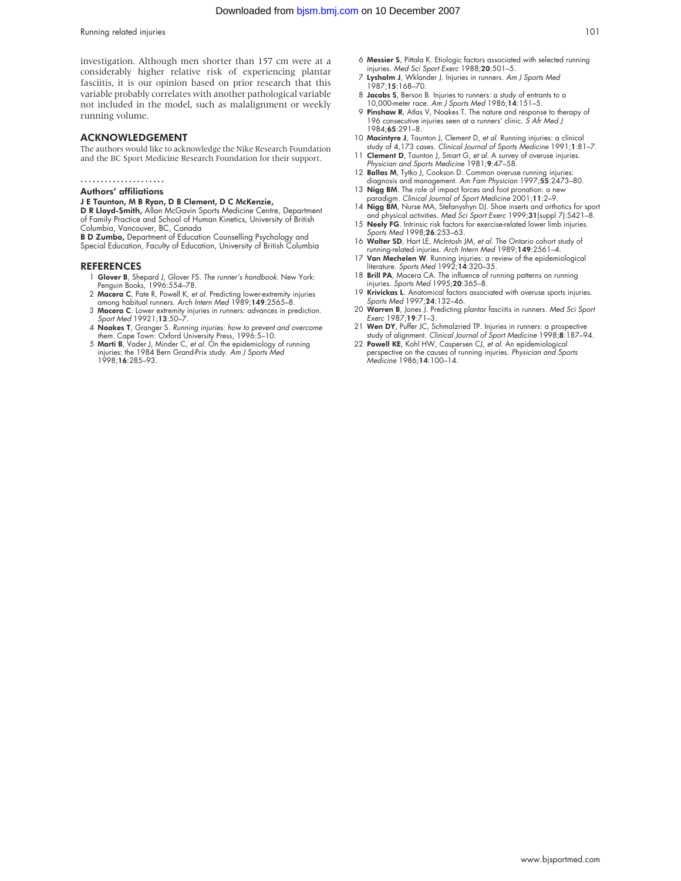investigation. Although men shorter than 157 cm were at a considerably higher relative risk of experiencing plantar fasciitis, it is our opinion based on prior research that this variable probably correlates with another pathological variable not included in the model, such as malalignment or weekly running volume.

## ACKNOWLEDGEMENT

The authors would like to acknowledge the Nike Research Foundation and the BC Sport Medicine Research Foundation for their support.

### Authors' affiliations

**J E Taunton, M B Ryan, D B Clement, D C McKenzie, D R Lloyd-Smith,** Allan McGavin Sports Medicine Centre, Department of Family Practice and School of Human Kinetics, University of British Columbia, Vancouver, BC, Canada
**B D Zumbo,** Department of Education Counselling Psychology and Special Education, Faculty of Education, University of British Columbia

## REFERENCES

1. **Glover B**, Shepard J, Glover FS. *The runner's handbook*. New York: Penguin Books, 1996:554–78.
2. **Macera C**, Pate R, Powell K, *et al*. Predicting lower-extremity injuries among habitual runners. *Arch Intern Med* 1989;**149**:2565–8.
3. **Macera C**. Lower extremity injuries in runners: advances in prediction. *Sport Med* 19921;**13**:50–7.
4. **Noakes T**, Granger S. *Running injuries: how to prevent and overcome them*. Cape Town: Oxford University Press, 1996:5–10.
5. **Marti B**, Vader J, Minder C, *et al*. On the epidemiology of running injuries: the 1984 Bern Grand-Prix study. *Am J Sports Med* 1998;**16**:285–93.
6. **Messier S**, Pittala K. Etiologic factors associated with selected running injuries. *Med Sci Sport Exerc* 1988;**20**:501–5.
7. **Lysholm J**, Wklander J. Injuries in runners. *Am J Sports Med* 1987;**15**:168–70.
8. **Jacobs S**, Berson B. Injuries to runners: a study of entrants to a 10,000-meter race. *Am J Sports Med* 1986;**14**:151–5.
9. **Pinshaw R**, Atlas V, Noakes T. The nature and response to therapy of 196 consecutive injuries seen at a runners' clinic. *S Afr Med J* 1984;**65**:291–8.
10. **Macintyre J**, Taunton J, Clement D, *et al*. Running injuries: a clinical study of 4,173 cases. *Clinical Journal of Sports Medicine* 1991;**1**:81–7.
11. **Clement D**, Taunton J, Smart G, *et al*. A survey of overuse injuries. *Physician and Sports Medicine* 1981;**9**:47–58.
12. **Ballas M**, Tytko J, Cookson D. Common overuse running injuries: diagnosis and management. *Am Fam Physician* 1997;**55**:2473–80.
13. **Nigg BM**. The role of impact forces and foot pronation: a new paradigm. *Clinical Journal of Sport Medicine* 2001;**11**:2–9.
14. **Nigg BM**, Nurse MA, Stefanyshyn DJ. Shoe inserts and orthotics for sport and physical activities. *Med Sci Sport Exerc* 1999;**31**(suppl 7):S421–8.
15. **Neely FG**. Intrinsic risk factors for exercise-related lower limb injuries. *Sports Med* 1998;**26**:253–63.
16. **Walter SD**, Hart LE, McIntosh JM, *et al*. The Ontario cohort study of running-related injuries. *Arch Intern Med* 1989;**149**:2561–4.
17. **Van Mechelen W**. Running injuries: a review of the epidemiological literature. *Sports Med* 1992;**14**:320–35.
18. **Brill PA**, Macera CA. The influence of running patterns on running injuries. *Sports Med* 1995;**20**:365–8.
19. **Krivickas L**. Anatomical factors associated with overuse sports injuries. *Sports Med* 1997;**24**:132–46.
20. **Warren B**, Jones J. Predicting plantar fasciitis in runners. *Med Sci Sport Exerc* 1987;**19**:71–3.
21. **Wen DY**, Puffer JC, Schmalzried TP. Injuries in runners: a prospective study of alignment. *Clinical Journal of Sport Medicine* 1998;**8**:187–94.
22. **Powell KE**, Kohl HW, Caspersen CJ, *et al*. An epidemiological perspective on the causes of running injuries. *Physician and Sports Medicine* 1986;**14**:100–14.